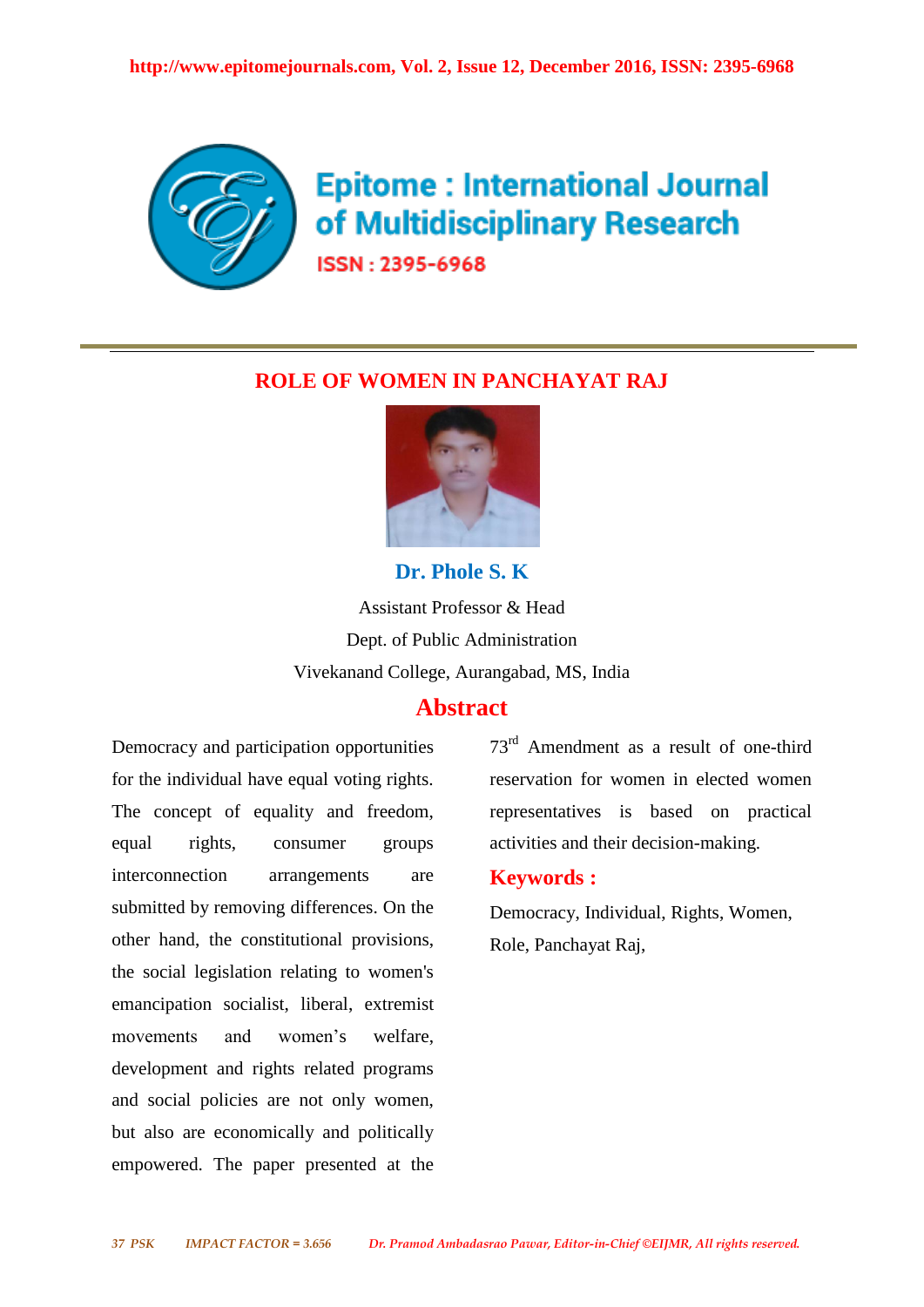# ROLE OF WOMEN IN PANCHAYAT RAJ

**Dr. Phole S. K**

Assistant Professor & Head

Dept. of Public Administration

Vivekanand College, Aurangabad, MS, India

## Abstract

Democracy and participation opportunities for the individual have equal voting rights. The concept of equality and freedom, equal rights, consumer groups interconnection arrangements are submitted by removing differences. On the other hand, the constitutional provisions, the social legislation relating to women's emancipation socialist, liberal, extremist movements and women's welfare, development and rights related programs and social policies are not only women, but also are economically and politically empowered. The paper presented at the 73rd Amendment as a result of one-third reservation for women in elected women representatives is based on practical activities and their decision-making.

**Keywords :**

Democracy, Individual, Rights, Women, Role, Panchayat Raj,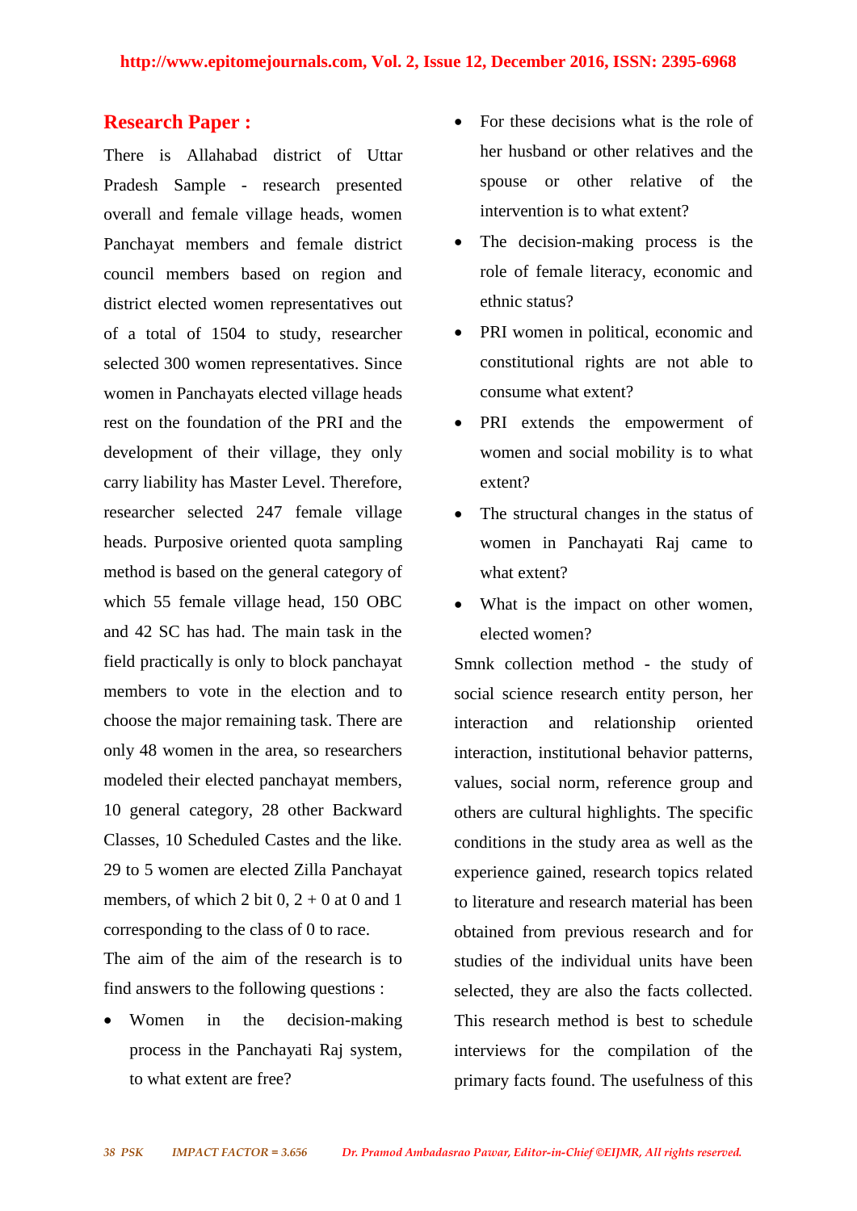## Research Paper :

There is Allahabad district of Uttar Pradesh Sample - research presented overall and female village heads, women Panchayat members and female district council members based on region and district elected women representatives out of a total of 1504 to study, researcher selected 300 women representatives. Since women in Panchayats elected village heads rest on the foundation of the PRI and the development of their village, they only carry liability has Master Level. Therefore, researcher selected 247 female village heads. Purposive oriented quota sampling method is based on the general category of which 55 female village head, 150 OBC and 42 SC has had. The main task in the field practically is only to block panchayat members to vote in the election and to choose the major remaining task. There are only 48 women in the area, so researchers modeled their elected panchayat members, 10 general category, 28 other Backward Classes, 10 Scheduled Castes and the like. 29 to 5 women are elected Zilla Panchayat members, of which 2 bit 0, 2 + 0 at 0 and 1 corresponding to the class of 0 to race.

The aim of the aim of the research is to find answers to the following questions :

- Women in the decision-making process in the Panchayati Raj system, to what extent are free?
- For these decisions what is the role of her husband or other relatives and the spouse or other relative of the intervention is to what extent?
- The decision-making process is the role of female literacy, economic and ethnic status?
- PRI women in political, economic and constitutional rights are not able to consume what extent?
- PRI extends the empowerment of women and social mobility is to what extent?
- The structural changes in the status of women in Panchayati Raj came to what extent?
- What is the impact on other women, elected women?

Smnk collection method - the study of social science research entity person, her interaction and relationship oriented interaction, institutional behavior patterns, values, social norm, reference group and others are cultural highlights. The specific conditions in the study area as well as the experience gained, research topics related to literature and research material has been obtained from previous research and for studies of the individual units have been selected, they are also the facts collected. This research method is best to schedule interviews for the compilation of the primary facts found. The usefulness of this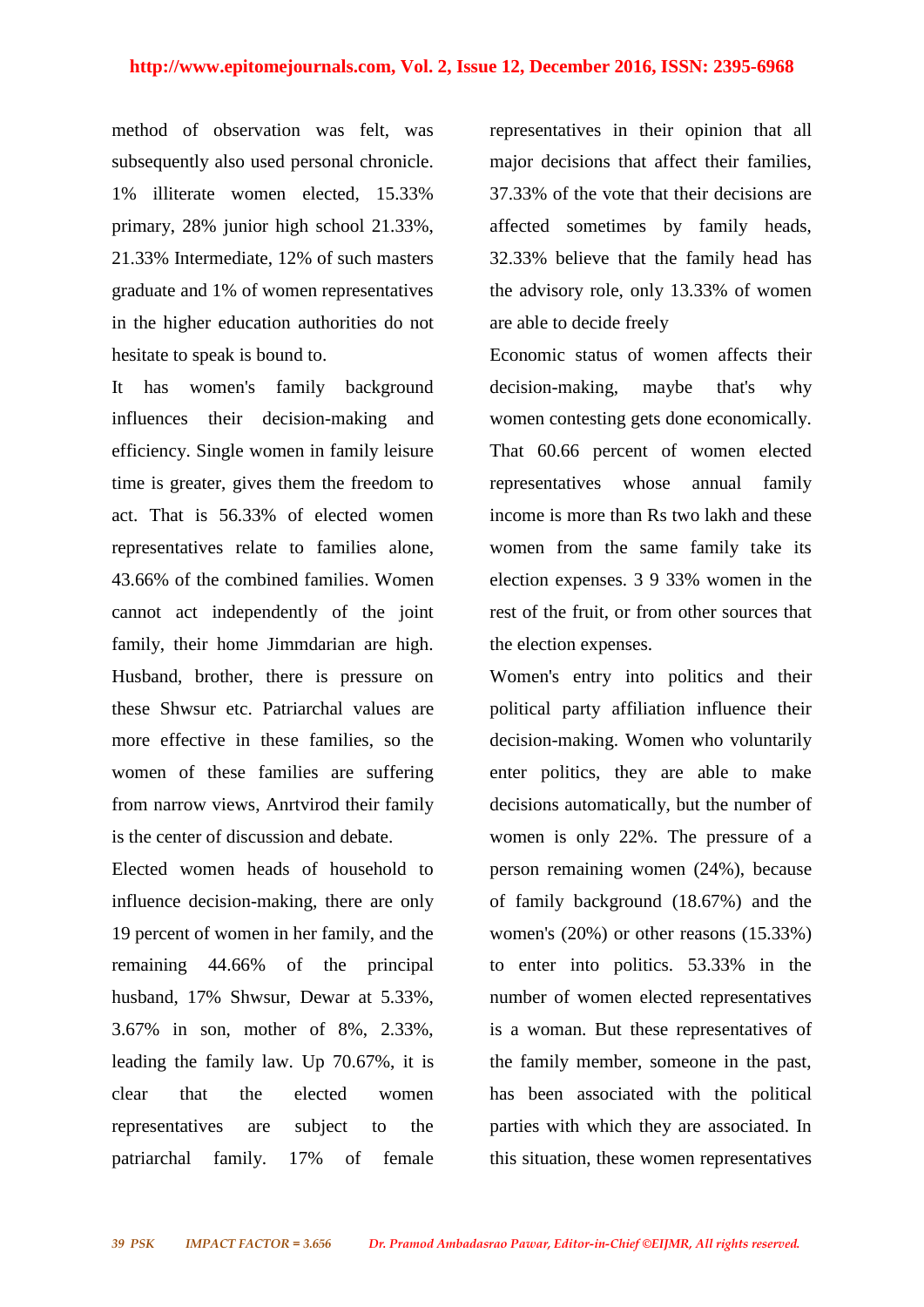method of observation was felt, was subsequently also used personal chronicle. 1% illiterate women elected, 15.33% primary, 28% junior high school 21.33%, 21.33% Intermediate, 12% of such masters graduate and 1% of women representatives in the higher education authorities do not hesitate to speak is bound to.

It has women's family background influences their decision-making and efficiency. Single women in family leisure time is greater, gives them the freedom to act. That is 56.33% of elected women representatives relate to families alone, 43.66% of the combined families. Women cannot act independently of the joint family, their home Jimmdarian are high. Husband, brother, there is pressure on these Shwsur etc. Patriarchal values are more effective in these families, so the women of these families are suffering from narrow views, Anrtvirod their family is the center of discussion and debate.

Elected women heads of household to influence decision-making, there are only 19 percent of women in her family, and the remaining 44.66% of the principal husband, 17% Shwsur, Dewar at 5.33%, 3.67% in son, mother of 8%, 2.33%, leading the family law. Up 70.67%, it is clear that the elected women representatives are subject to the patriarchal family. 17% of female representatives in their opinion that all major decisions that affect their families, 37.33% of the vote that their decisions are affected sometimes by family heads, 32.33% believe that the family head has the advisory role, only 13.33% of women are able to decide freely

Economic status of women affects their decision-making, maybe that's why women contesting gets done economically. That 60.66 percent of women elected representatives whose annual family income is more than Rs two lakh and these women from the same family take its election expenses. 3 9 33% women in the rest of the fruit, or from other sources that the election expenses.

Women's entry into politics and their political party affiliation influence their decision-making. Women who voluntarily enter politics, they are able to make decisions automatically, but the number of women is only 22%. The pressure of a person remaining women (24%), because of family background (18.67%) and the women's (20%) or other reasons (15.33%) to enter into politics. 53.33% in the number of women elected representatives is a woman. But these representatives of the family member, someone in the past, has been associated with the political parties with which they are associated. In this situation, these women representatives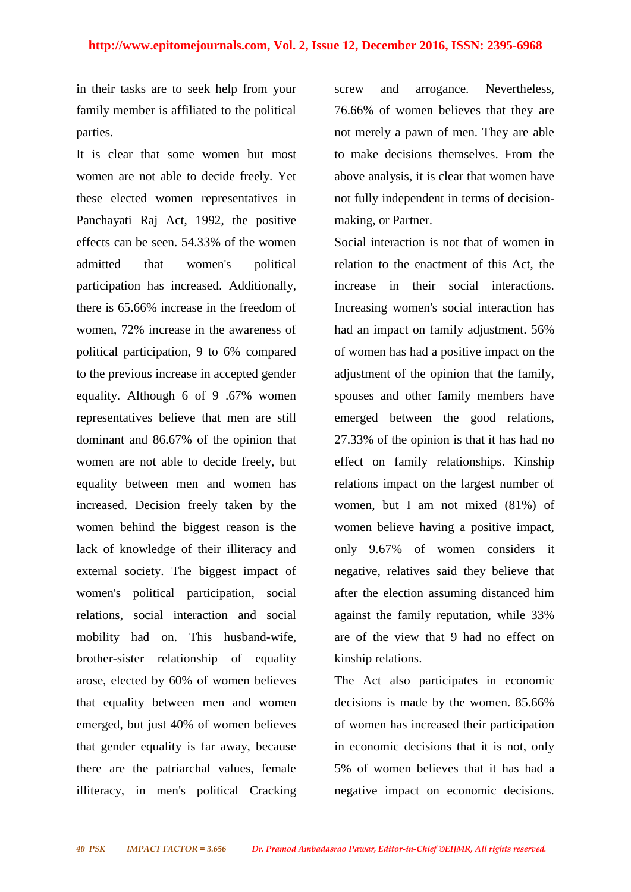in their tasks are to seek help from your family member is affiliated to the political parties.

It is clear that some women but most women are not able to decide freely. Yet these elected women representatives in Panchayati Raj Act, 1992, the positive effects can be seen. 54.33% of the women admitted that women's political participation has increased. Additionally, there is 65.66% increase in the freedom of women, 72% increase in the awareness of political participation, 9 to 6% compared to the previous increase in accepted gender equality. Although 6 of 9 .67% women representatives believe that men are still dominant and 86.67% of the opinion that women are not able to decide freely, but equality between men and women has increased. Decision freely taken by the women behind the biggest reason is the lack of knowledge of their illiteracy and external society. The biggest impact of women's political participation, social relations, social interaction and social mobility had on. This husband-wife, brother-sister relationship of equality arose, elected by 60% of women believes that equality between men and women emerged, but just 40% of women believes that gender equality is far away, because there are the patriarchal values, female illiteracy, in men's political Cracking screw and arrogance. Nevertheless, 76.66% of women believes that they are not merely a pawn of men. They are able to make decisions themselves. From the above analysis, it is clear that women have not fully independent in terms of decision-making, or Partner.

Social interaction is not that of women in relation to the enactment of this Act, the increase in their social interactions. Increasing women's social interaction has had an impact on family adjustment. 56% of women has had a positive impact on the adjustment of the opinion that the family, spouses and other family members have emerged between the good relations, 27.33% of the opinion is that it has had no effect on family relationships. Kinship relations impact on the largest number of women, but I am not mixed (81%) of women believe having a positive impact, only 9.67% of women considers it negative, relatives said they believe that after the election assuming distanced him against the family reputation, while 33% are of the view that 9 had no effect on kinship relations.

The Act also participates in economic decisions is made by the women. 85.66% of women has increased their participation in economic decisions that it is not, only 5% of women believes that it has had a negative impact on economic decisions.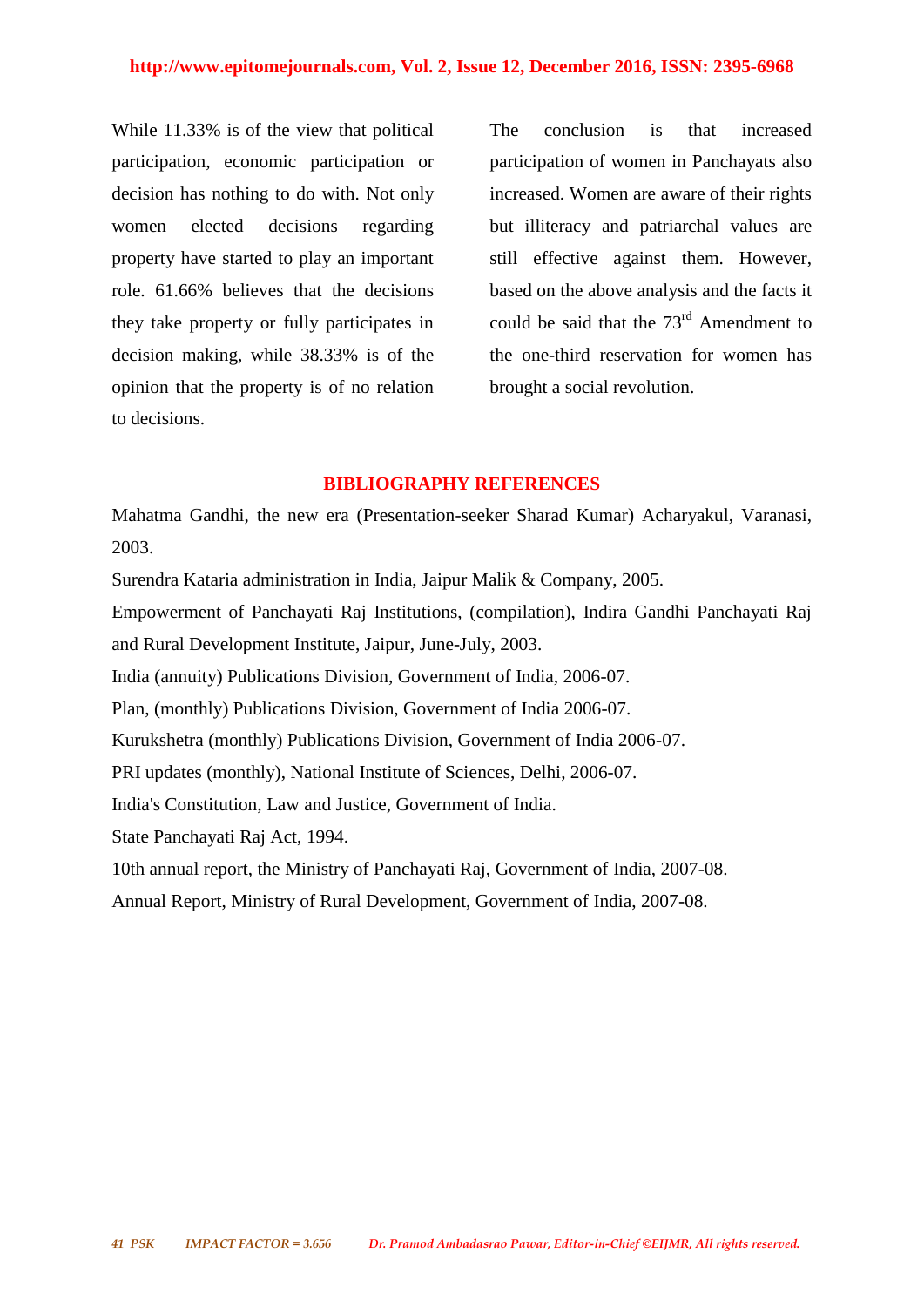While 11.33% is of the view that political participation, economic participation or decision has nothing to do with. Not only women elected decisions regarding property have started to play an important role. 61.66% believes that the decisions they take property or fully participates in decision making, while 38.33% is of the opinion that the property is of no relation to decisions.

The conclusion is that increased participation of women in Panchayats also increased. Women are aware of their rights but illiteracy and patriarchal values are still effective against them. However, based on the above analysis and the facts it could be said that the 73rd Amendment to the one-third reservation for women has brought a social revolution.

## BIBLIOGRAPHY REFERENCES

Mahatma Gandhi, the new era (Presentation-seeker Sharad Kumar) Acharyakul, Varanasi, 2003.

Surendra Kataria administration in India, Jaipur Malik & Company, 2005.

Empowerment of Panchayati Raj Institutions, (compilation), Indira Gandhi Panchayati Raj and Rural Development Institute, Jaipur, June-July, 2003.

India (annuity) Publications Division, Government of India, 2006-07.

Plan, (monthly) Publications Division, Government of India 2006-07.

Kurukshetra (monthly) Publications Division, Government of India 2006-07.

PRI updates (monthly), National Institute of Sciences, Delhi, 2006-07.

India's Constitution, Law and Justice, Government of India.

State Panchayati Raj Act, 1994.

10th annual report, the Ministry of Panchayati Raj, Government of India, 2007-08.

Annual Report, Ministry of Rural Development, Government of India, 2007-08.